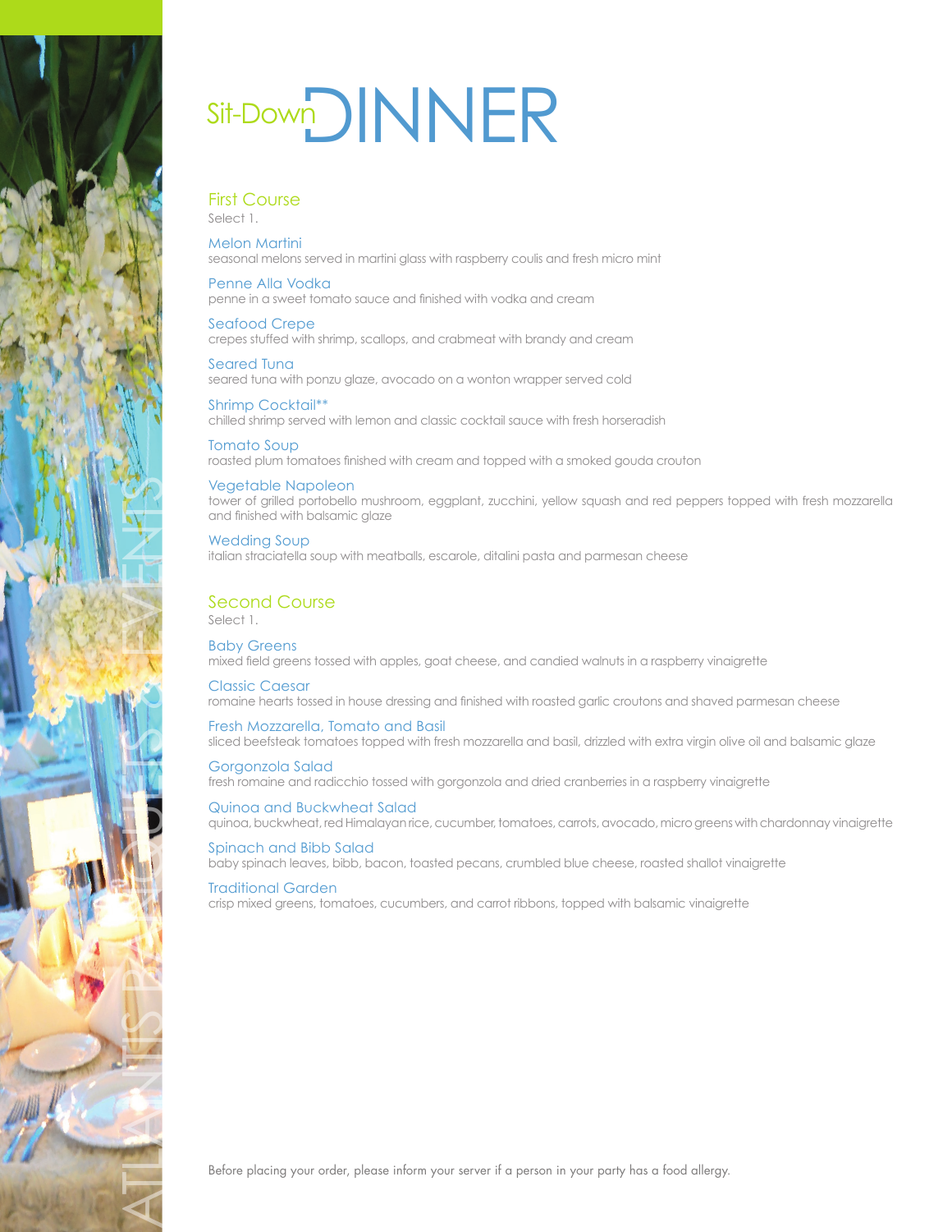# Sit-Down DINNER

## First Course

Select 1.

### Melon Martini
seasonal melons served in martini glass with raspberry coulis and fresh micro mint

### Penne Alla Vodka
penne in a sweet tomato sauce and finished with vodka and cream

### Seafood Crepe
crepes stuffed with shrimp, scallops, and crabmeat with brandy and cream

### Seared Tuna
seared tuna with ponzu glaze, avocado on a wonton wrapper served cold

### Shrimp Cocktail**
chilled shrimp served with lemon and classic cocktail sauce with fresh horseradish

### Tomato Soup
roasted plum tomatoes finished with cream and topped with a smoked gouda crouton

### Vegetable Napoleon
tower of grilled portobello mushroom, eggplant, zucchini, yellow squash and red peppers topped with fresh mozzarella and finished with balsamic glaze

### Wedding Soup
italian straciatella soup with meatballs, escarole, ditalini pasta and parmesan cheese

## Second Course

Select 1.

### Baby Greens
mixed field greens tossed with apples, goat cheese, and candied walnuts in a raspberry vinaigrette

### Classic Caesar
romaine hearts tossed in house dressing and finished with roasted garlic croutons and shaved parmesan cheese

### Fresh Mozzarella, Tomato and Basil
sliced beefsteak tomatoes topped with fresh mozzarella and basil, drizzled with extra virgin olive oil and balsamic glaze

### Gorgonzola Salad
fresh romaine and radicchio tossed with gorgonzola and dried cranberries in a raspberry vinaigrette

### Quinoa and Buckwheat Salad
quinoa, buckwheat, red Himalayan rice, cucumber, tomatoes, carrots, avocado, micro greens with chardonnay vinaigrette

### Spinach and Bibb Salad
baby spinach leaves, bibb, bacon, toasted pecans, crumbled blue cheese, roasted shallot vinaigrette

### Traditional Garden
crisp mixed greens, tomatoes, cucumbers, and carrot ribbons, topped with balsamic vinaigrette

Before placing your order, please inform your server if a person in your party has a food allergy.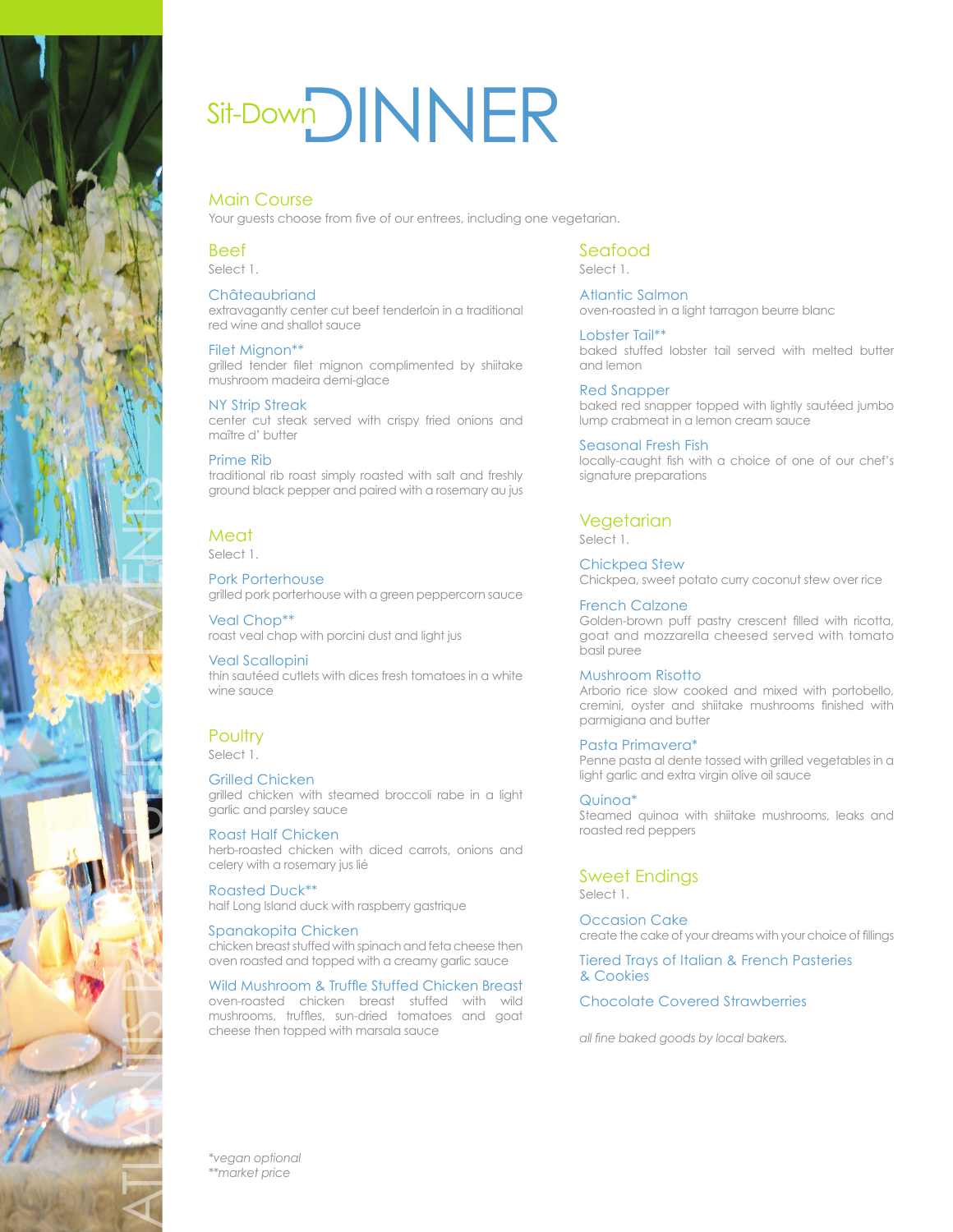# Sit-Down DINNER

## Main Course

Your guests choose from five of our entrees, including one vegetarian.

### Beef

Select 1.

**Châteaubriand**
extravagantly center cut beef tenderloin in a traditional red wine and shallot sauce

**Filet Mignon****
grilled tender filet mignon complimented by shiitake mushroom madeira demi-glace

**NY Strip Streak**
center cut steak served with crispy fried onions and maître d' butter

**Prime Rib**
traditional rib roast simply roasted with salt and freshly ground black pepper and paired with a rosemary au jus

### Meat

Select 1.

**Pork Porterhouse**
grilled pork porterhouse with a green peppercorn sauce

**Veal Chop****
roast veal chop with porcini dust and light jus

**Veal Scallopini**
thin sautéed cutlets with dices fresh tomatoes in a white wine sauce

### Poultry

Select 1.

**Grilled Chicken**
grilled chicken with steamed broccoli rabe in a light garlic and parsley sauce

**Roast Half Chicken**
herb-roasted chicken with diced carrots, onions and celery with a rosemary jus lié

**Roasted Duck****
half Long Island duck with raspberry gastrique

**Spanakopita Chicken**
chicken breast stuffed with spinach and feta cheese then oven roasted and topped with a creamy garlic sauce

**Wild Mushroom & Truffle Stuffed Chicken Breast**
oven-roasted chicken breast stuffed with wild mushrooms, truffles, sun-dried tomatoes and goat cheese then topped with marsala sauce

### Seafood

Select 1.

**Atlantic Salmon**
oven-roasted in a light tarragon beurre blanc

**Lobster Tail****
baked stuffed lobster tail served with melted butter and lemon

**Red Snapper**
baked red snapper topped with lightly sautéed jumbo lump crabmeat in a lemon cream sauce

**Seasonal Fresh Fish**
locally-caught fish with a choice of one of our chef's signature preparations

### Vegetarian

Select 1.

**Chickpea Stew**
Chickpea, sweet potato curry coconut stew over rice

**French Calzone**
Golden-brown puff pastry crescent filled with ricotta, goat and mozzarella cheesed served with tomato basil puree

**Mushroom Risotto**
Arborio rice slow cooked and mixed with portobello, cremini, oyster and shiitake mushrooms finished with parmigiana and butter

**Pasta Primavera***
Penne pasta al dente tossed with grilled vegetables in a light garlic and extra virgin olive oil sauce

**Quinoa***
Steamed quinoa with shiitake mushrooms, leaks and roasted red peppers

### Sweet Endings

Select 1.

**Occasion Cake**
create the cake of your dreams with your choice of fillings

**Tiered Trays of Italian & French Pasteries & Cookies**

**Chocolate Covered Strawberries**

*all fine baked goods by local bakers.*

*\*vegan optional*
*\*\*market price*

ATLANTIS BANQUETS & EVENTS